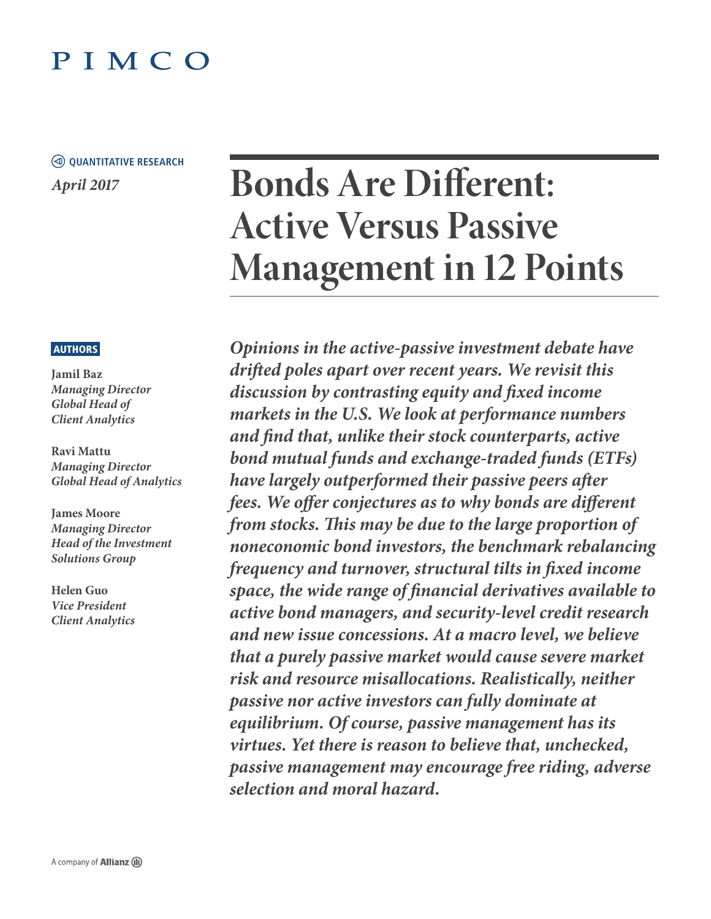PIMCO

QUANTITATIVE RESEARCH

*April 2017*

# Bonds Are Different: Active Versus Passive Management in 12 Points

**AUTHORS**

**Jamil Baz**
*Managing Director*
*Global Head of Client Analytics*

**Ravi Mattu**
*Managing Director*
*Global Head of Analytics*

**James Moore**
*Managing Director*
*Head of the Investment Solutions Group*

**Helen Guo**
*Vice President*
*Client Analytics*

***Opinions in the active-passive investment debate have drifted poles apart over recent years. We revisit this discussion by contrasting equity and fixed income markets in the U.S. We look at performance numbers and find that, unlike their stock counterparts, active bond mutual funds and exchange-traded funds (ETFs) have largely outperformed their passive peers after fees. We offer conjectures as to why bonds are different from stocks. This may be due to the large proportion of noneconomic bond investors, the benchmark rebalancing frequency and turnover, structural tilts in fixed income space, the wide range of financial derivatives available to active bond managers, and security-level credit research and new issue concessions. At a macro level, we believe that a purely passive market would cause severe market risk and resource misallocations. Realistically, neither passive nor active investors can fully dominate at equilibrium. Of course, passive management has its virtues. Yet there is reason to believe that, unchecked, passive management may encourage free riding, adverse selection and moral hazard.***

A company of Allianz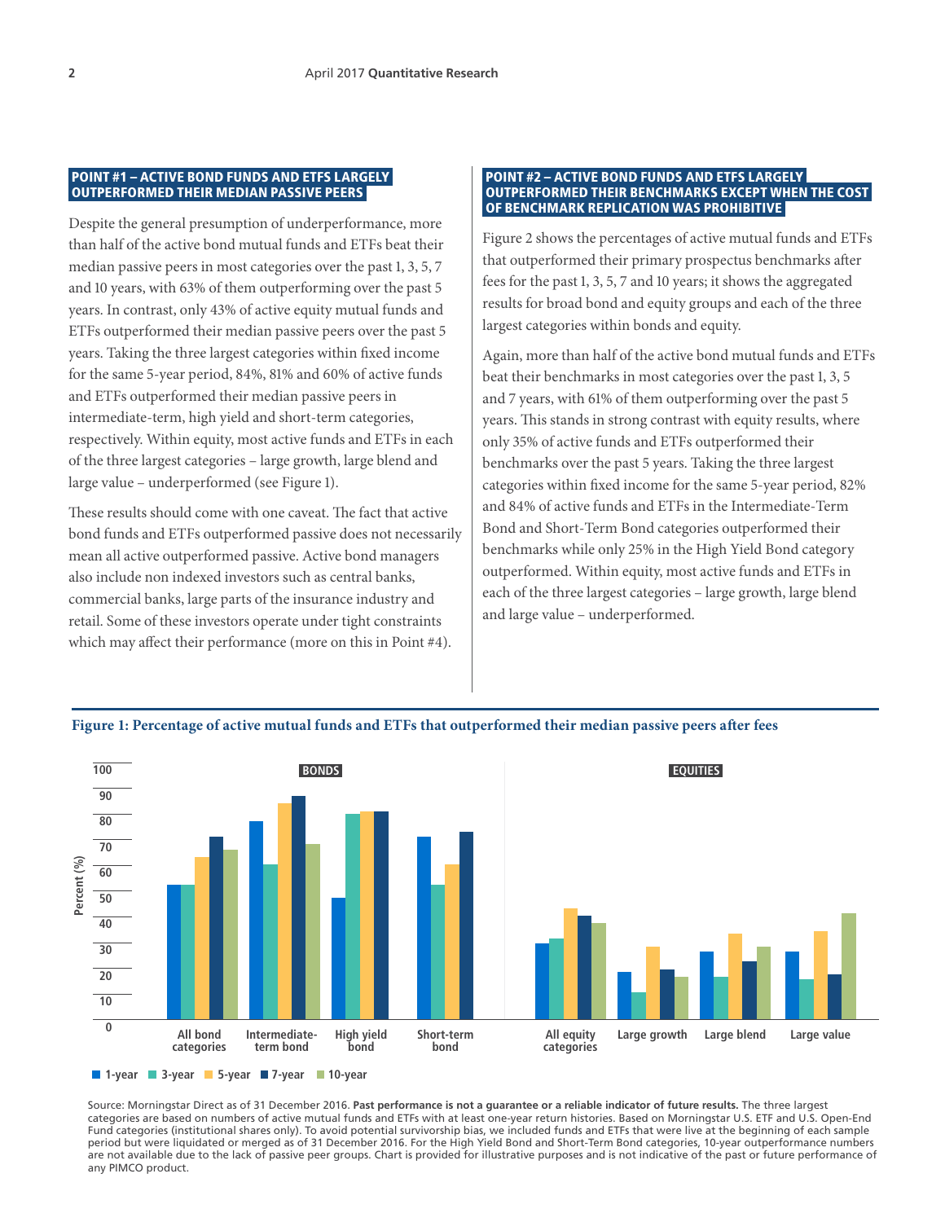## POINT #1 – ACTIVE BOND FUNDS AND ETFS LARGELY OUTPERFORMED THEIR MEDIAN PASSIVE PEERS

Despite the general presumption of underperformance, more than half of the active bond mutual funds and ETFs beat their median passive peers in most categories over the past 1, 3, 5, 7 and 10 years, with 63% of them outperforming over the past 5 years. In contrast, only 43% of active equity mutual funds and ETFs outperformed their median passive peers over the past 5 years. Taking the three largest categories within fixed income for the same 5-year period, 84%, 81% and 60% of active funds and ETFs outperformed their median passive peers in intermediate-term, high yield and short-term categories, respectively. Within equity, most active funds and ETFs in each of the three largest categories – large growth, large blend and large value – underperformed (see Figure 1).

These results should come with one caveat. The fact that active bond funds and ETFs outperformed passive does not necessarily mean all active outperformed passive. Active bond managers also include non indexed investors such as central banks, commercial banks, large parts of the insurance industry and retail. Some of these investors operate under tight constraints which may affect their performance (more on this in Point #4).

## POINT #2 – ACTIVE BOND FUNDS AND ETFS LARGELY OUTPERFORMED THEIR BENCHMARKS EXCEPT WHEN THE COST OF BENCHMARK REPLICATION WAS PROHIBITIVE

Figure 2 shows the percentages of active mutual funds and ETFs that outperformed their primary prospectus benchmarks after fees for the past 1, 3, 5, 7 and 10 years; it shows the aggregated results for broad bond and equity groups and each of the three largest categories within bonds and equity.

Again, more than half of the active bond mutual funds and ETFs beat their benchmarks in most categories over the past 1, 3, 5 and 7 years, with 61% of them outperforming over the past 5 years. This stands in strong contrast with equity results, where only 35% of active funds and ETFs outperformed their benchmarks over the past 5 years. Taking the three largest categories within fixed income for the same 5-year period, 82% and 84% of active funds and ETFs in the Intermediate-Term Bond and Short-Term Bond categories outperformed their benchmarks while only 25% in the High Yield Bond category outperformed. Within equity, most active funds and ETFs in each of the three largest categories – large growth, large blend and large value – underperformed.

**Figure 1: Percentage of active mutual funds and ETFs that outperformed their median passive peers after fees**

Source: Morningstar Direct as of 31 December 2016. **Past performance is not a guarantee or a reliable indicator of future results.** The three largest categories are based on numbers of active mutual funds and ETFs with at least one-year return histories. Based on Morningstar U.S. ETF and U.S. Open-End Fund categories (institutional shares only). To avoid potential survivorship bias, we included funds and ETFs that were live at the beginning of each sample period but were liquidated or merged as of 31 December 2016. For the High Yield Bond and Short-Term Bond categories, 10-year outperformance numbers are not available due to the lack of passive peer groups. Chart is provided for illustrative purposes and is not indicative of the past or future performance of any PIMCO product.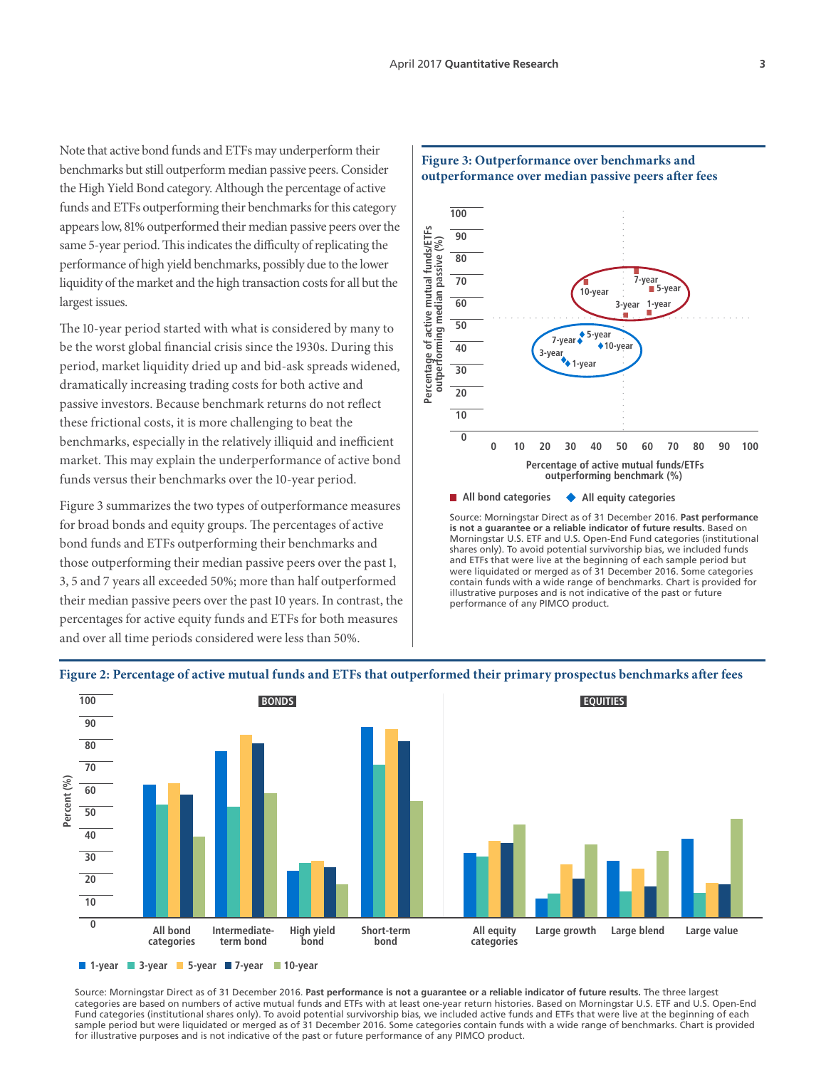Note that active bond funds and ETFs may underperform their benchmarks but still outperform median passive peers. Consider the High Yield Bond category. Although the percentage of active funds and ETFs outperforming their benchmarks for this category appears low, 81% outperformed their median passive peers over the same 5-year period. This indicates the difficulty of replicating the performance of high yield benchmarks, possibly due to the lower liquidity of the market and the high transaction costs for all but the largest issues.

The 10-year period started with what is considered by many to be the worst global financial crisis since the 1930s. During this period, market liquidity dried up and bid-ask spreads widened, dramatically increasing trading costs for both active and passive investors. Because benchmark returns do not reflect these frictional costs, it is more challenging to beat the benchmarks, especially in the relatively illiquid and inefficient market. This may explain the underperformance of active bond funds versus their benchmarks over the 10-year period.

Figure 3 summarizes the two types of outperformance measures for broad bonds and equity groups. The percentages of active bond funds and ETFs outperforming their benchmarks and those outperforming their median passive peers over the past 1, 3, 5 and 7 years all exceeded 50%; more than half outperformed their median passive peers over the past 10 years. In contrast, the percentages for active equity funds and ETFs for both measures and over all time periods considered were less than 50%.

**Figure 3: Outperformance over benchmarks and outperformance over median passive peers after fees**

Source: Morningstar Direct as of 31 December 2016. **Past performance is not a guarantee or a reliable indicator of future results.** Based on Morningstar U.S. ETF and U.S. Open-End Fund categories (institutional shares only). To avoid potential survivorship bias, we included funds and ETFs that were live at the beginning of each sample period but were liquidated or merged as of 31 December 2016. Some categories contain funds with a wide range of benchmarks. Chart is provided for illustrative purposes and is not indicative of the past or future performance of any PIMCO product.

**Figure 2: Percentage of active mutual funds and ETFs that outperformed their primary prospectus benchmarks after fees**

Source: Morningstar Direct as of 31 December 2016. **Past performance is not a guarantee or a reliable indicator of future results.** The three largest categories are based on numbers of active mutual funds and ETFs with at least one-year return histories. Based on Morningstar U.S. ETF and U.S. Open-End Fund categories (institutional shares only). To avoid potential survivorship bias, we included active funds and ETFs that were live at the beginning of each sample period but were liquidated or merged as of 31 December 2016. Some categories contain funds with a wide range of benchmarks. Chart is provided for illustrative purposes and is not indicative of the past or future performance of any PIMCO product.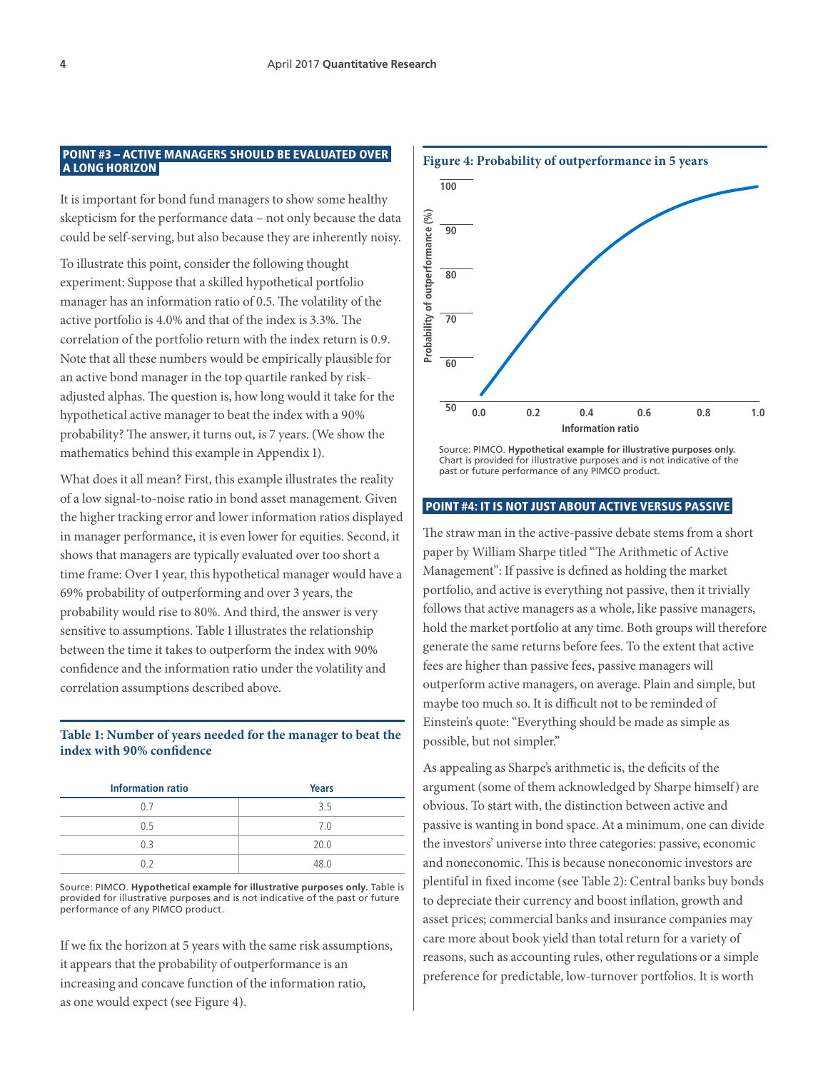## POINT #3 – ACTIVE MANAGERS SHOULD BE EVALUATED OVER A LONG HORIZON

It is important for bond fund managers to show some healthy skepticism for the performance data – not only because the data could be self-serving, but also because they are inherently noisy.

To illustrate this point, consider the following thought experiment: Suppose that a skilled hypothetical portfolio manager has an information ratio of 0.5. The volatility of the active portfolio is 4.0% and that of the index is 3.3%. The correlation of the portfolio return with the index return is 0.9. Note that all these numbers would be empirically plausible for an active bond manager in the top quartile ranked by risk-adjusted alphas. The question is, how long would it take for the hypothetical active manager to beat the index with a 90% probability? The answer, it turns out, is 7 years. (We show the mathematics behind this example in Appendix 1).

What does it all mean? First, this example illustrates the reality of a low signal-to-noise ratio in bond asset management. Given the higher tracking error and lower information ratios displayed in manager performance, it is even lower for equities. Second, it shows that managers are typically evaluated over too short a time frame: Over 1 year, this hypothetical manager would have a 69% probability of outperforming and over 3 years, the probability would rise to 80%. And third, the answer is very sensitive to assumptions. Table 1 illustrates the relationship between the time it takes to outperform the index with 90% confidence and the information ratio under the volatility and correlation assumptions described above.

**Table 1: Number of years needed for the manager to beat the index with 90% confidence**

| Information ratio | Years |
|---|---|
| 0.7 | 3.5 |
| 0.5 | 7.0 |
| 0.3 | 20.0 |
| 0.2 | 48.0 |

Source: PIMCO. **Hypothetical example for illustrative purposes only.** Table is provided for illustrative purposes and is not indicative of the past or future performance of any PIMCO product.

If we fix the horizon at 5 years with the same risk assumptions, it appears that the probability of outperformance is an increasing and concave function of the information ratio, as one would expect (see Figure 4).

**Figure 4: Probability of outperformance in 5 years**

Source: PIMCO. **Hypothetical example for illustrative purposes only.** Chart is provided for illustrative purposes and is not indicative of the past or future performance of any PIMCO product.

## POINT #4: IT IS NOT JUST ABOUT ACTIVE VERSUS PASSIVE

The straw man in the active-passive debate stems from a short paper by William Sharpe titled "The Arithmetic of Active Management": If passive is defined as holding the market portfolio, and active is everything not passive, then it trivially follows that active managers as a whole, like passive managers, hold the market portfolio at any time. Both groups will therefore generate the same returns before fees. To the extent that active fees are higher than passive fees, passive managers will outperform active managers, on average. Plain and simple, but maybe too much so. It is difficult not to be reminded of Einstein's quote: "Everything should be made as simple as possible, but not simpler."

As appealing as Sharpe's arithmetic is, the deficits of the argument (some of them acknowledged by Sharpe himself) are obvious. To start with, the distinction between active and passive is wanting in bond space. At a minimum, one can divide the investors' universe into three categories: passive, economic and noneconomic. This is because noneconomic investors are plentiful in fixed income (see Table 2): Central banks buy bonds to depreciate their currency and boost inflation, growth and asset prices; commercial banks and insurance companies may care more about book yield than total return for a variety of reasons, such as accounting rules, other regulations or a simple preference for predictable, low-turnover portfolios. It is worth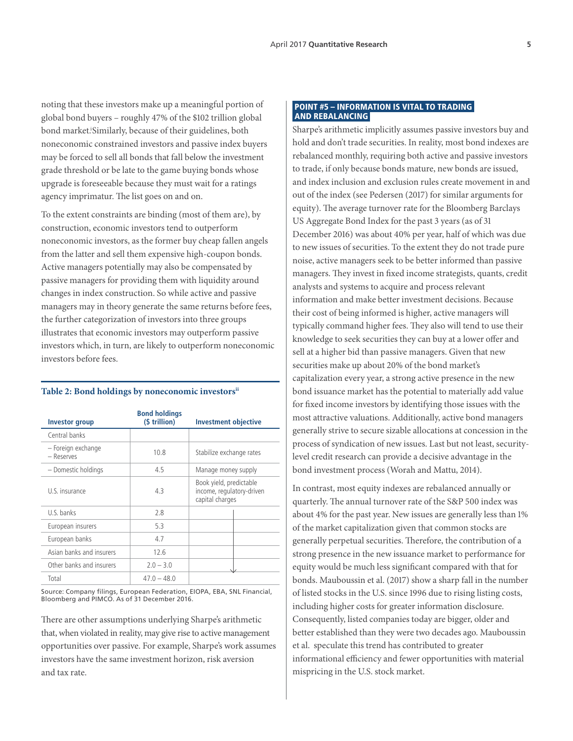noting that these investors make up a meaningful portion of global bond buyers – roughly 47% of the $102 trillion global bond market.[i] Similarly, because of their guidelines, both noneconomic constrained investors and passive index buyers may be forced to sell all bonds that fall below the investment grade threshold or be late to the game buying bonds whose upgrade is foreseeable because they must wait for a ratings agency imprimatur. The list goes on and on.

To the extent constraints are binding (most of them are), by construction, economic investors tend to outperform noneconomic investors, as the former buy cheap fallen angels from the latter and sell them expensive high-coupon bonds. Active managers potentially may also be compensated by passive managers for providing them with liquidity around changes in index construction. So while active and passive managers may in theory generate the same returns before fees, the further categorization of investors into three groups illustrates that economic investors may outperform passive investors which, in turn, are likely to outperform noneconomic investors before fees.

**Table 2: Bond holdings by noneconomic investors[ii]**

| Investor group | Bond holdings ($ trillion) | Investment objective |
|---|---|---|
| Central banks | | |
| – Foreign exchange – Reserves | 10.8 | Stabilize exchange rates |
| – Domestic holdings | 4.5 | Manage money supply |
| U.S. insurance | 4.3 | Book yield, predictable income, regulatory-driven capital charges |
| U.S. banks | 2.8 | ↓ |
| European insurers | 5.3 | ↓ |
| European banks | 4.7 | ↓ |
| Asian banks and insurers | 12.6 | ↓ |
| Other banks and insurers | 2.0 – 3.0 | ↓ |
| Total | 47.0 – 48.0 | |

Source: Company filings, European Federation, EIOPA, EBA, SNL Financial, Bloomberg and PIMCO. As of 31 December 2016.

There are other assumptions underlying Sharpe's arithmetic that, when violated in reality, may give rise to active management opportunities over passive. For example, Sharpe's work assumes investors have the same investment horizon, risk aversion and tax rate.

## POINT #5 – INFORMATION IS VITAL TO TRADING AND REBALANCING

Sharpe's arithmetic implicitly assumes passive investors buy and hold and don't trade securities. In reality, most bond indexes are rebalanced monthly, requiring both active and passive investors to trade, if only because bonds mature, new bonds are issued, and index inclusion and exclusion rules create movement in and out of the index (see Pedersen (2017) for similar arguments for equity). The average turnover rate for the Bloomberg Barclays US Aggregate Bond Index for the past 3 years (as of 31 December 2016) was about 40% per year, half of which was due to new issues of securities. To the extent they do not trade pure noise, active managers seek to be better informed than passive managers. They invest in fixed income strategists, quants, credit analysts and systems to acquire and process relevant information and make better investment decisions. Because their cost of being informed is higher, active managers will typically command higher fees. They also will tend to use their knowledge to seek securities they can buy at a lower offer and sell at a higher bid than passive managers. Given that new securities make up about 20% of the bond market's capitalization every year, a strong active presence in the new bond issuance market has the potential to materially add value for fixed income investors by identifying those issues with the most attractive valuations. Additionally, active bond managers generally strive to secure sizable allocations at concession in the process of syndication of new issues. Last but not least, security-level credit research can provide a decisive advantage in the bond investment process (Worah and Mattu, 2014).

In contrast, most equity indexes are rebalanced annually or quarterly. The annual turnover rate of the S&P 500 index was about 4% for the past year. New issues are generally less than 1% of the market capitalization given that common stocks are generally perpetual securities. Therefore, the contribution of a strong presence in the new issuance market to performance for equity would be much less significant compared with that for bonds. Mauboussin et al. (2017) show a sharp fall in the number of listed stocks in the U.S. since 1996 due to rising listing costs, including higher costs for greater information disclosure. Consequently, listed companies today are bigger, older and better established than they were two decades ago. Mauboussin et al. speculate this trend has contributed to greater informational efficiency and fewer opportunities with material mispricing in the U.S. stock market.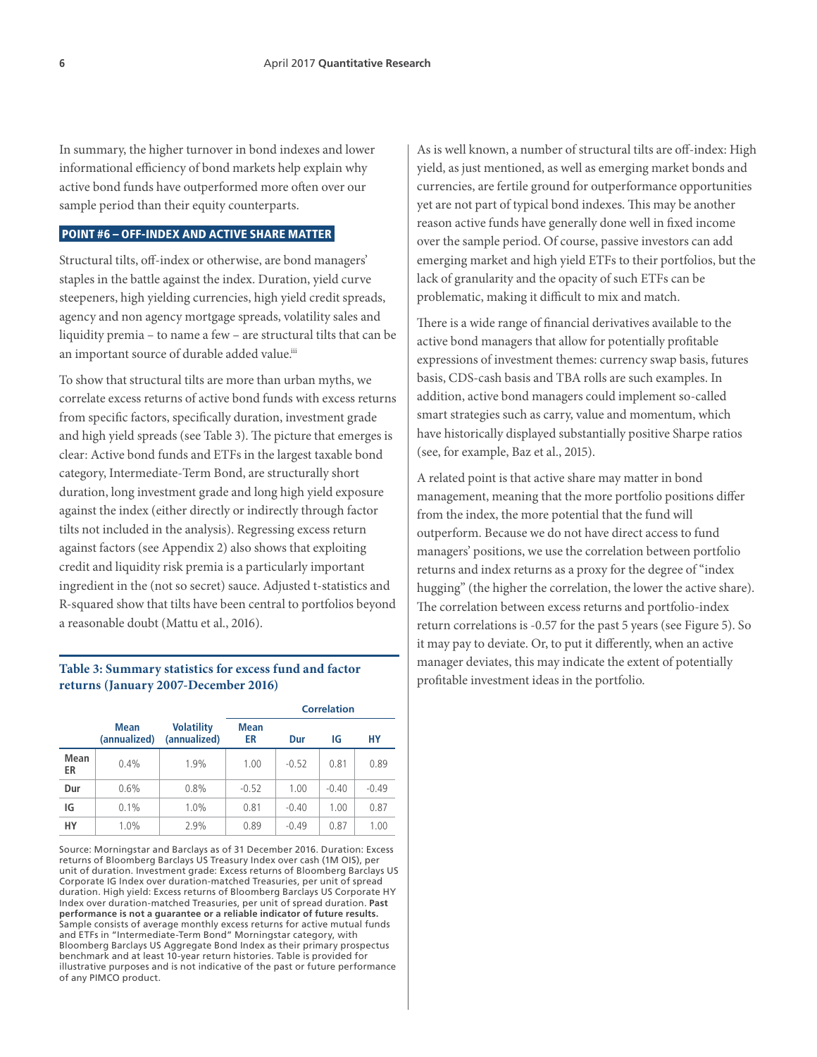In summary, the higher turnover in bond indexes and lower informational efficiency of bond markets help explain why active bond funds have outperformed more often over our sample period than their equity counterparts.

## POINT #6 – OFF-INDEX AND ACTIVE SHARE MATTER

Structural tilts, off-index or otherwise, are bond managers' staples in the battle against the index. Duration, yield curve steepeners, high yielding currencies, high yield credit spreads, agency and non agency mortgage spreads, volatility sales and liquidity premia – to name a few – are structural tilts that can be an important source of durable added value.[iii]

To show that structural tilts are more than urban myths, we correlate excess returns of active bond funds with excess returns from specific factors, specifically duration, investment grade and high yield spreads (see Table 3). The picture that emerges is clear: Active bond funds and ETFs in the largest taxable bond category, Intermediate-Term Bond, are structurally short duration, long investment grade and long high yield exposure against the index (either directly or indirectly through factor tilts not included in the analysis). Regressing excess return against factors (see Appendix 2) also shows that exploiting credit and liquidity risk premia is a particularly important ingredient in the (not so secret) sauce. Adjusted t-statistics and R-squared show that tilts have been central to portfolios beyond a reasonable doubt (Mattu et al., 2016).

**Table 3: Summary statistics for excess fund and factor returns (January 2007-December 2016)**

| | Mean (annualized) | Volatility (annualized) | Correlation | | | |
|---|---|---|---|---|---|---|
| | | | Mean ER | Dur | IG | HY |
| **Mean ER** | 0.4% | 1.9% | 1.00 | -0.52 | 0.81 | 0.89 |
| **Dur** | 0.6% | 0.8% | -0.52 | 1.00 | -0.40 | -0.49 |
| **IG** | 0.1% | 1.0% | 0.81 | -0.40 | 1.00 | 0.87 |
| **HY** | 1.0% | 2.9% | 0.89 | -0.49 | 0.87 | 1.00 |

Source: Morningstar and Barclays as of 31 December 2016. Duration: Excess returns of Bloomberg Barclays US Treasury Index over cash (1M OIS), per unit of duration. Investment grade: Excess returns of Bloomberg Barclays US Corporate IG Index over duration-matched Treasuries, per unit of spread duration. High yield: Excess returns of Bloomberg Barclays US Corporate HY Index over duration-matched Treasuries, per unit of spread duration. **Past performance is not a guarantee or a reliable indicator of future results.** Sample consists of average monthly excess returns for active mutual funds and ETFs in "Intermediate-Term Bond" Morningstar category, with Bloomberg Barclays US Aggregate Bond Index as their primary prospectus benchmark and at least 10-year return histories. Table is provided for illustrative purposes and is not indicative of the past or future performance of any PIMCO product.

As is well known, a number of structural tilts are off-index: High yield, as just mentioned, as well as emerging market bonds and currencies, are fertile ground for outperformance opportunities yet are not part of typical bond indexes. This may be another reason active funds have generally done well in fixed income over the sample period. Of course, passive investors can add emerging market and high yield ETFs to their portfolios, but the lack of granularity and the opacity of such ETFs can be problematic, making it difficult to mix and match.

There is a wide range of financial derivatives available to the active bond managers that allow for potentially profitable expressions of investment themes: currency swap basis, futures basis, CDS-cash basis and TBA rolls are such examples. In addition, active bond managers could implement so-called smart strategies such as carry, value and momentum, which have historically displayed substantially positive Sharpe ratios (see, for example, Baz et al., 2015).

A related point is that active share may matter in bond management, meaning that the more portfolio positions differ from the index, the more potential that the fund will outperform. Because we do not have direct access to fund managers' positions, we use the correlation between portfolio returns and index returns as a proxy for the degree of "index hugging" (the higher the correlation, the lower the active share). The correlation between excess returns and portfolio-index return correlations is -0.57 for the past 5 years (see Figure 5). So it may pay to deviate. Or, to put it differently, when an active manager deviates, this may indicate the extent of potentially profitable investment ideas in the portfolio.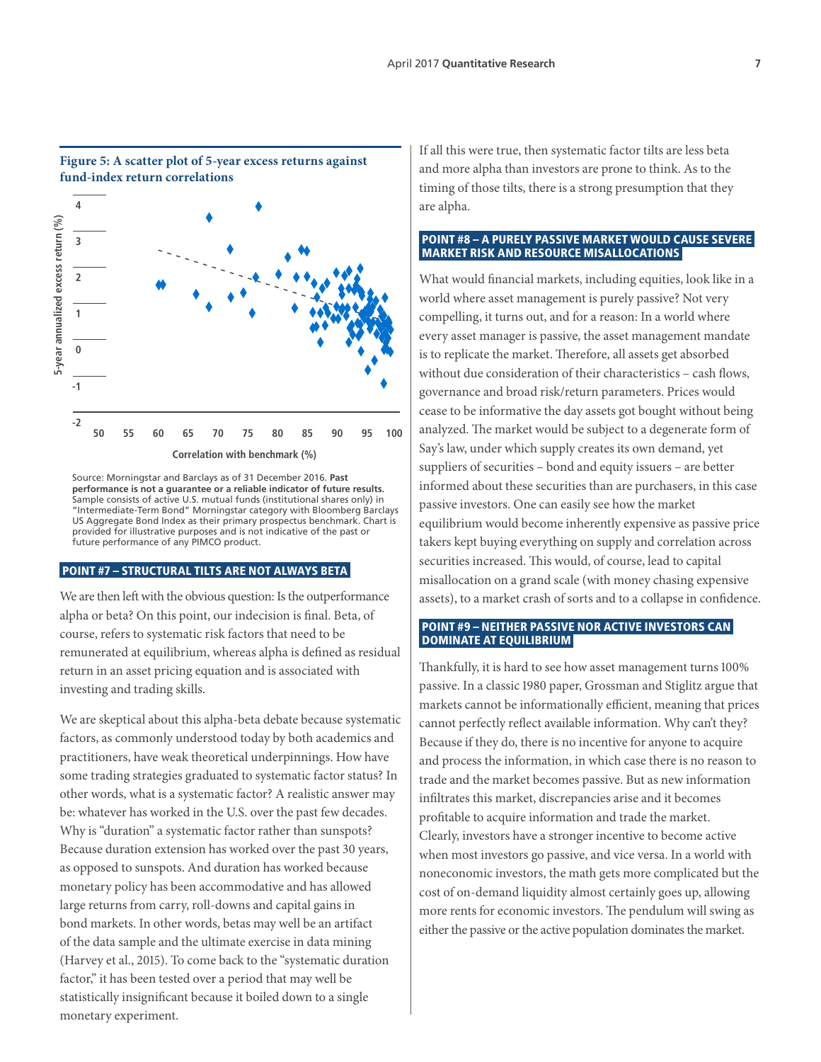**Figure 5: A scatter plot of 5-year excess returns against fund-index return correlations**

Source: Morningstar and Barclays as of 31 December 2016. **Past performance is not a guarantee or a reliable indicator of future results.** Sample consists of active U.S. mutual funds (institutional shares only) in "Intermediate-Term Bond" Morningstar category with Bloomberg Barclays US Aggregate Bond Index as their primary prospectus benchmark. Chart is provided for illustrative purposes and is not indicative of the past or future performance of any PIMCO product.

## POINT #7 – STRUCTURAL TILTS ARE NOT ALWAYS BETA

We are then left with the obvious question: Is the outperformance alpha or beta? On this point, our indecision is final. Beta, of course, refers to systematic risk factors that need to be remunerated at equilibrium, whereas alpha is defined as residual return in an asset pricing equation and is associated with investing and trading skills.

We are skeptical about this alpha-beta debate because systematic factors, as commonly understood today by both academics and practitioners, have weak theoretical underpinnings. How have some trading strategies graduated to systematic factor status? In other words, what is a systematic factor? A realistic answer may be: whatever has worked in the U.S. over the past few decades. Why is "duration" a systematic factor rather than sunspots? Because duration extension has worked over the past 30 years, as opposed to sunspots. And duration has worked because monetary policy has been accommodative and has allowed large returns from carry, roll-downs and capital gains in bond markets. In other words, betas may well be an artifact of the data sample and the ultimate exercise in data mining (Harvey et al., 2015). To come back to the "systematic duration factor," it has been tested over a period that may well be statistically insignificant because it boiled down to a single monetary experiment.

If all this were true, then systematic factor tilts are less beta and more alpha than investors are prone to think. As to the timing of those tilts, there is a strong presumption that they are alpha.

## POINT #8 – A PURELY PASSIVE MARKET WOULD CAUSE SEVERE MARKET RISK AND RESOURCE MISALLOCATIONS

What would financial markets, including equities, look like in a world where asset management is purely passive? Not very compelling, it turns out, and for a reason: In a world where every asset manager is passive, the asset management mandate is to replicate the market. Therefore, all assets get absorbed without due consideration of their characteristics – cash flows, governance and broad risk/return parameters. Prices would cease to be informative the day assets got bought without being analyzed. The market would be subject to a degenerate form of Say's law, under which supply creates its own demand, yet suppliers of securities – bond and equity issuers – are better informed about these securities than are purchasers, in this case passive investors. One can easily see how the market equilibrium would become inherently expensive as passive price takers kept buying everything on supply and correlation across securities increased. This would, of course, lead to capital misallocation on a grand scale (with money chasing expensive assets), to a market crash of sorts and to a collapse in confidence.

## POINT #9 – NEITHER PASSIVE NOR ACTIVE INVESTORS CAN DOMINATE AT EQUILIBRIUM

Thankfully, it is hard to see how asset management turns 100% passive. In a classic 1980 paper, Grossman and Stiglitz argue that markets cannot be informationally efficient, meaning that prices cannot perfectly reflect available information. Why can't they? Because if they do, there is no incentive for anyone to acquire and process the information, in which case there is no reason to trade and the market becomes passive. But as new information infiltrates this market, discrepancies arise and it becomes profitable to acquire information and trade the market. Clearly, investors have a stronger incentive to become active when most investors go passive, and vice versa. In a world with noneconomic investors, the math gets more complicated but the cost of on-demand liquidity almost certainly goes up, allowing more rents for economic investors. The pendulum will swing as either the passive or the active population dominates the market.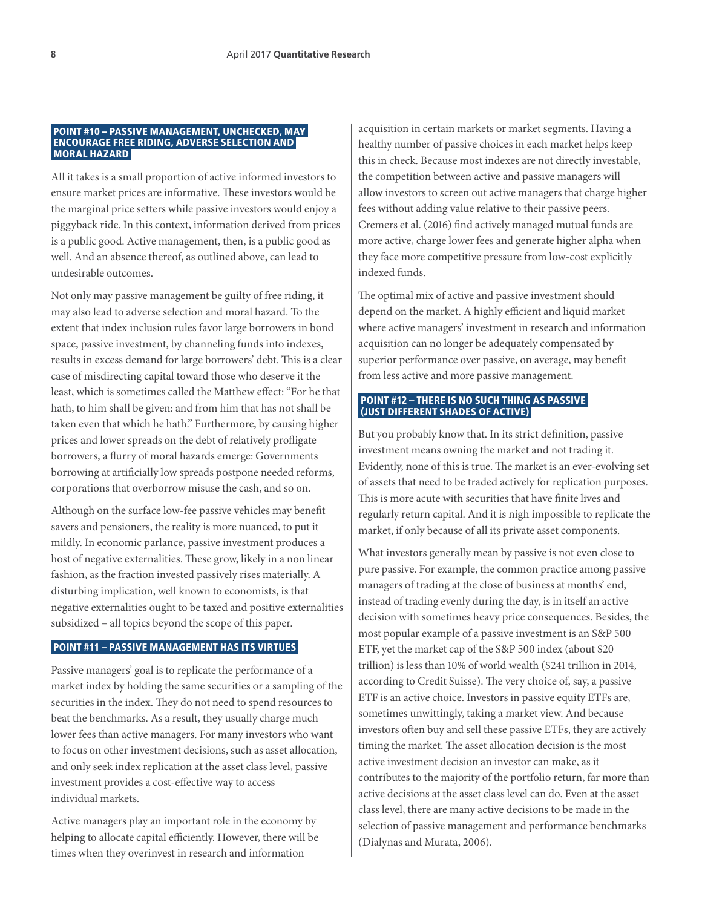## POINT #10 – PASSIVE MANAGEMENT, UNCHECKED, MAY ENCOURAGE FREE RIDING, ADVERSE SELECTION AND MORAL HAZARD

All it takes is a small proportion of active informed investors to ensure market prices are informative. These investors would be the marginal price setters while passive investors would enjoy a piggyback ride. In this context, information derived from prices is a public good. Active management, then, is a public good as well. And an absence thereof, as outlined above, can lead to undesirable outcomes.

Not only may passive management be guilty of free riding, it may also lead to adverse selection and moral hazard. To the extent that index inclusion rules favor large borrowers in bond space, passive investment, by channeling funds into indexes, results in excess demand for large borrowers' debt. This is a clear case of misdirecting capital toward those who deserve it the least, which is sometimes called the Matthew effect: "For he that hath, to him shall be given: and from him that has not shall be taken even that which he hath." Furthermore, by causing higher prices and lower spreads on the debt of relatively profligate borrowers, a flurry of moral hazards emerge: Governments borrowing at artificially low spreads postpone needed reforms, corporations that overborrow misuse the cash, and so on.

Although on the surface low-fee passive vehicles may benefit savers and pensioners, the reality is more nuanced, to put it mildly. In economic parlance, passive investment produces a host of negative externalities. These grow, likely in a non linear fashion, as the fraction invested passively rises materially. A disturbing implication, well known to economists, is that negative externalities ought to be taxed and positive externalities subsidized – all topics beyond the scope of this paper.

## POINT #11 – PASSIVE MANAGEMENT HAS ITS VIRTUES

Passive managers' goal is to replicate the performance of a market index by holding the same securities or a sampling of the securities in the index. They do not need to spend resources to beat the benchmarks. As a result, they usually charge much lower fees than active managers. For many investors who want to focus on other investment decisions, such as asset allocation, and only seek index replication at the asset class level, passive investment provides a cost-effective way to access individual markets.

Active managers play an important role in the economy by helping to allocate capital efficiently. However, there will be times when they overinvest in research and information acquisition in certain markets or market segments. Having a healthy number of passive choices in each market helps keep this in check. Because most indexes are not directly investable, the competition between active and passive managers will allow investors to screen out active managers that charge higher fees without adding value relative to their passive peers. Cremers et al. (2016) find actively managed mutual funds are more active, charge lower fees and generate higher alpha when they face more competitive pressure from low-cost explicitly indexed funds.

The optimal mix of active and passive investment should depend on the market. A highly efficient and liquid market where active managers' investment in research and information acquisition can no longer be adequately compensated by superior performance over passive, on average, may benefit from less active and more passive management.

## POINT #12 – THERE IS NO SUCH THING AS PASSIVE (JUST DIFFERENT SHADES OF ACTIVE)

But you probably know that. In its strict definition, passive investment means owning the market and not trading it. Evidently, none of this is true. The market is an ever-evolving set of assets that need to be traded actively for replication purposes. This is more acute with securities that have finite lives and regularly return capital. And it is nigh impossible to replicate the market, if only because of all its private asset components.

What investors generally mean by passive is not even close to pure passive. For example, the common practice among passive managers of trading at the close of business at months' end, instead of trading evenly during the day, is in itself an active decision with sometimes heavy price consequences. Besides, the most popular example of a passive investment is an S&P 500 ETF, yet the market cap of the S&P 500 index (about $20 trillion) is less than 10% of world wealth ($241 trillion in 2014, according to Credit Suisse). The very choice of, say, a passive ETF is an active choice. Investors in passive equity ETFs are, sometimes unwittingly, taking a market view. And because investors often buy and sell these passive ETFs, they are actively timing the market. The asset allocation decision is the most active investment decision an investor can make, as it contributes to the majority of the portfolio return, far more than active decisions at the asset class level can do. Even at the asset class level, there are many active decisions to be made in the selection of passive management and performance benchmarks (Dialynas and Murata, 2006).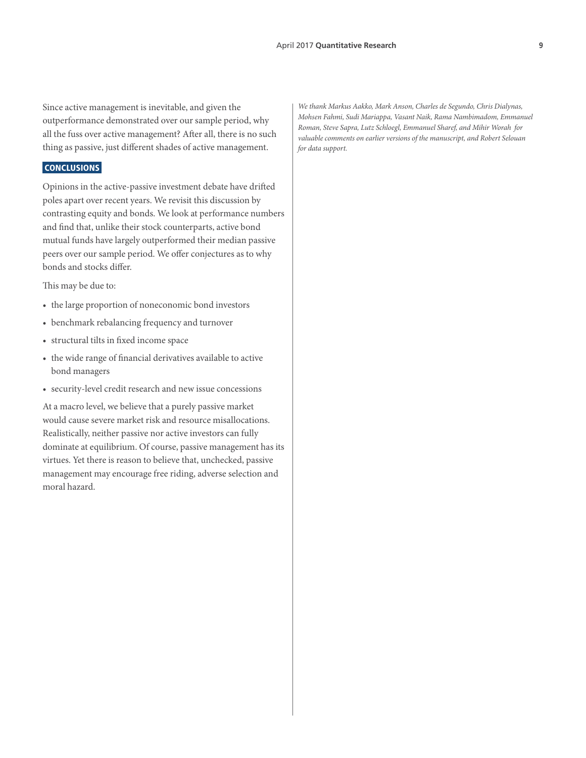Since active management is inevitable, and given the outperformance demonstrated over our sample period, why all the fuss over active management? After all, there is no such thing as passive, just different shades of active management.

## CONCLUSIONS

Opinions in the active-passive investment debate have drifted poles apart over recent years. We revisit this discussion by contrasting equity and bonds. We look at performance numbers and find that, unlike their stock counterparts, active bond mutual funds have largely outperformed their median passive peers over our sample period. We offer conjectures as to why bonds and stocks differ.

This may be due to:

- the large proportion of noneconomic bond investors
- benchmark rebalancing frequency and turnover
- structural tilts in fixed income space
- the wide range of financial derivatives available to active bond managers
- security-level credit research and new issue concessions

At a macro level, we believe that a purely passive market would cause severe market risk and resource misallocations. Realistically, neither passive nor active investors can fully dominate at equilibrium. Of course, passive management has its virtues. Yet there is reason to believe that, unchecked, passive management may encourage free riding, adverse selection and moral hazard.

*We thank Markus Aakko, Mark Anson, Charles de Segundo, Chris Dialynas, Mohsen Fahmi, Sudi Mariappa, Vasant Naik, Rama Nambimadom, Emmanuel Roman, Steve Sapra, Lutz Schloegl, Emmanuel Sharef, and Mihir Worah for valuable comments on earlier versions of the manuscript, and Robert Selouan for data support.*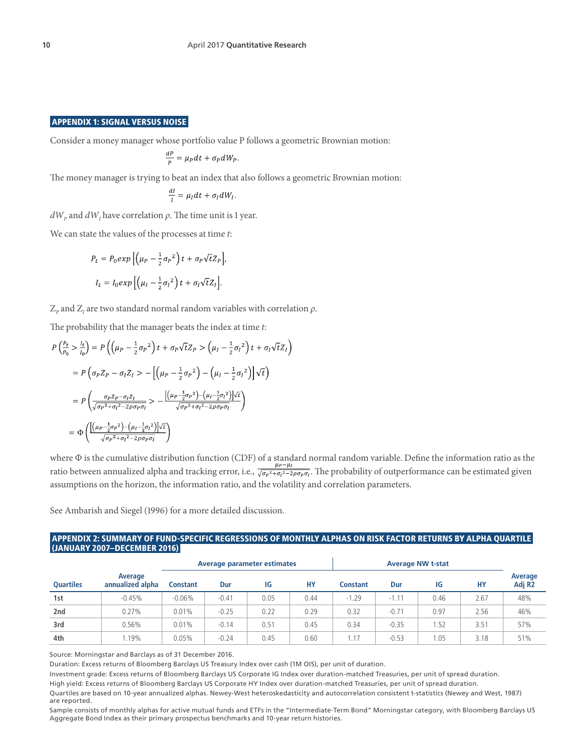## APPENDIX 1: SIGNAL VERSUS NOISE

Consider a money manager whose portfolio value P follows a geometric Brownian motion:

$$\frac{dP}{P} = \mu_P dt + \sigma_P dW_P.$$

The money manager is trying to beat an index that also follows a geometric Brownian motion:

$$\frac{dI}{I} = \mu_I dt + \sigma_I dW_I.$$

$dW_P$ and $dW_I$ have correlation $\rho$. The time unit is 1 year.

We can state the values of the processes at time $t$:

$$P_t = P_0 exp\left[\left(\mu_P - \frac{1}{2}\sigma_P^2\right)t + \sigma_P\sqrt{t}Z_P\right],$$

$$I_t = I_0 exp\left[\left(\mu_I - \frac{1}{2}\sigma_I^2\right)t + \sigma_I\sqrt{t}Z_I\right].$$

$Z_P$ and $Z_I$ are two standard normal random variables with correlation $\rho$.

The probability that the manager beats the index at time $t$:

$$P\left(\frac{P_t}{P_0} > \frac{I_t}{I_0}\right) = P\left(\left(\mu_P - \frac{1}{2}\sigma_P^2\right)t + \sigma_P\sqrt{t}Z_P > \left(\mu_I - \frac{1}{2}\sigma_I^2\right)t + \sigma_I\sqrt{t}Z_I\right)$$

$$= P\left(\sigma_P Z_P - \sigma_I Z_I > -\left[\left(\mu_P - \frac{1}{2}\sigma_P^2\right) - \left(\mu_I - \frac{1}{2}\sigma_I^2\right)\right]\sqrt{t}\right)$$

$$= P\left(\frac{\sigma_P Z_P - \sigma_I Z_I}{\sqrt{\sigma_P^2 + \sigma_I^2 - 2\rho\sigma_P\sigma_I}} > -\frac{\left[\left(\mu_P - \frac{1}{2}\sigma_P^2\right) - \left(\mu_I - \frac{1}{2}\sigma_I^2\right)\right]\sqrt{t}}{\sqrt{\sigma_P^2 + \sigma_I^2 - 2\rho\sigma_P\sigma_I}}\right)$$

$$= \Phi\left(\frac{\left[\left(\mu_P - \frac{1}{2}\sigma_P^2\right) - \left(\mu_I - \frac{1}{2}\sigma_I^2\right)\right]\sqrt{t}}{\sqrt{\sigma_P^2 + \sigma_I^2 - 2\rho\sigma_P\sigma_I}}\right)$$

where $\Phi$ is the cumulative distribution function (CDF) of a standard normal random variable. Define the information ratio as the ratio between annualized alpha and tracking error, i.e., $\frac{\mu_P - \mu_I}{\sqrt{\sigma_P^2 + \sigma_I^2 - 2\rho\sigma_P\sigma_I}}$. The probability of outperformance can be estimated given assumptions on the horizon, the information ratio, and the volatility and correlation parameters.

See Ambarish and Siegel (1996) for a more detailed discussion.

## APPENDIX 2: SUMMARY OF FUND-SPECIFIC REGRESSIONS OF MONTHLY ALPHAS ON RISK FACTOR RETURNS BY ALPHA QUARTILE (JANUARY 2007–DECEMBER 2016)

| | | Average parameter estimates | | | | Average NW t-stat | | | | |
|---|---|---|---|---|---|---|---|---|---|---|
| Quartiles | Average annualized alpha | Constant | Dur | IG | HY | Constant | Dur | IG | HY | Average Adj R2 |
| 1st | -0.45% | -0.06% | -0.41 | 0.05 | 0.44 | -1.29 | -1.11 | 0.46 | 2.67 | 48% |
| 2nd | 0.27% | 0.01% | -0.25 | 0.22 | 0.29 | 0.32 | -0.71 | 0.97 | 2.56 | 46% |
| 3rd | 0.56% | 0.01% | -0.14 | 0.51 | 0.45 | 0.34 | -0.35 | 1.52 | 3.51 | 57% |
| 4th | 1.19% | 0.05% | -0.24 | 0.45 | 0.60 | 1.17 | -0.53 | 1.05 | 3.18 | 51% |

Source: Morningstar and Barclays as of 31 December 2016.

Duration: Excess returns of Bloomberg Barclays US Treasury Index over cash (1M OIS), per unit of duration.

Investment grade: Excess returns of Bloomberg Barclays US Corporate IG Index over duration-matched Treasuries, per unit of spread duration.

High yield: Excess returns of Bloomberg Barclays US Corporate HY Index over duration-matched Treasuries, per unit of spread duration.

Quartiles are based on 10-year annualized alphas. Newey-West heteroskedasticity and autocorrelation consistent t-statistics (Newey and West, 1987) are reported.

Sample consists of monthly alphas for active mutual funds and ETFs in the "Intermediate-Term Bond" Morningstar category, with Bloomberg Barclays US Aggregate Bond Index as their primary prospectus benchmarks and 10-year return histories.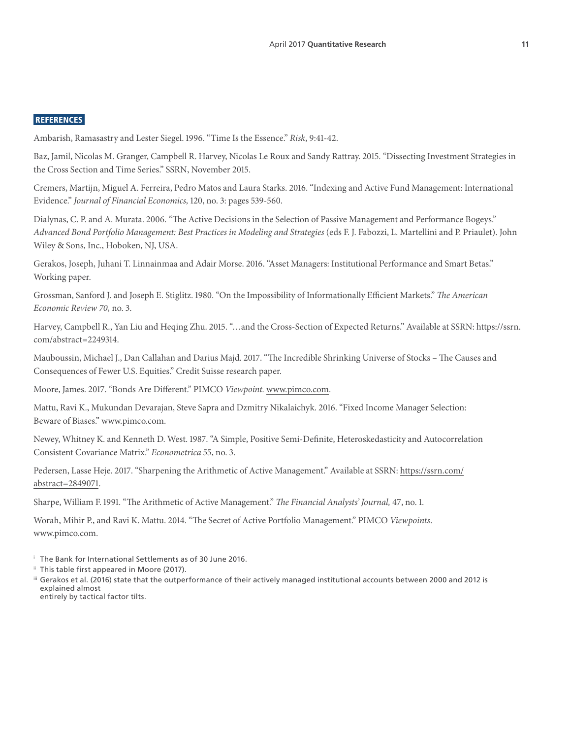## REFERENCES

Ambarish, Ramasastry and Lester Siegel. 1996. "Time Is the Essence." *Risk*, 9:41-42.

Baz, Jamil, Nicolas M. Granger, Campbell R. Harvey, Nicolas Le Roux and Sandy Rattray. 2015. "Dissecting Investment Strategies in the Cross Section and Time Series." SSRN, November 2015.

Cremers, Martijn, Miguel A. Ferreira, Pedro Matos and Laura Starks. 2016. "Indexing and Active Fund Management: International Evidence." *Journal of Financial Economics,* 120, no. 3: pages 539-560.

Dialynas, C. P. and A. Murata. 2006. "The Active Decisions in the Selection of Passive Management and Performance Bogeys." *Advanced Bond Portfolio Management: Best Practices in Modeling and Strategies* (eds F. J. Fabozzi, L. Martellini and P. Priaulet). John Wiley & Sons, Inc., Hoboken, NJ, USA.

Gerakos, Joseph, Juhani T. Linnainmaa and Adair Morse. 2016. "Asset Managers: Institutional Performance and Smart Betas." Working paper.

Grossman, Sanford J. and Joseph E. Stiglitz. 1980. "On the Impossibility of Informationally Efficient Markets." *The American Economic Review 70,* no. 3.

Harvey, Campbell R., Yan Liu and Heqing Zhu. 2015. "…and the Cross-Section of Expected Returns." Available at SSRN: https://ssrn.com/abstract=2249314.

Mauboussin, Michael J., Dan Callahan and Darius Majd. 2017. "The Incredible Shrinking Universe of Stocks – The Causes and Consequences of Fewer U.S. Equities." Credit Suisse research paper.

Moore, James. 2017. "Bonds Are Different." PIMCO *Viewpoint.* www.pimco.com.

Mattu, Ravi K., Mukundan Devarajan, Steve Sapra and Dzmitry Nikalaichyk. 2016. "Fixed Income Manager Selection: Beware of Biases." www.pimco.com.

Newey, Whitney K. and Kenneth D. West. 1987. "A Simple, Positive Semi-Definite, Heteroskedasticity and Autocorrelation Consistent Covariance Matrix." *Econometrica* 55, no. 3.

Pedersen, Lasse Heje. 2017. "Sharpening the Arithmetic of Active Management." Available at SSRN: https://ssrn.com/abstract=2849071.

Sharpe, William F. 1991. "The Arithmetic of Active Management." *The Financial Analysts' Journal,* 47, no. 1.

Worah, Mihir P., and Ravi K. Mattu. 2014. "The Secret of Active Portfolio Management." PIMCO *Viewpoints*. www.pimco.com.

[i] The Bank for International Settlements as of 30 June 2016.

[ii] This table first appeared in Moore (2017).

[iii] Gerakos et al. (2016) state that the outperformance of their actively managed institutional accounts between 2000 and 2012 is explained almost entirely by tactical factor tilts.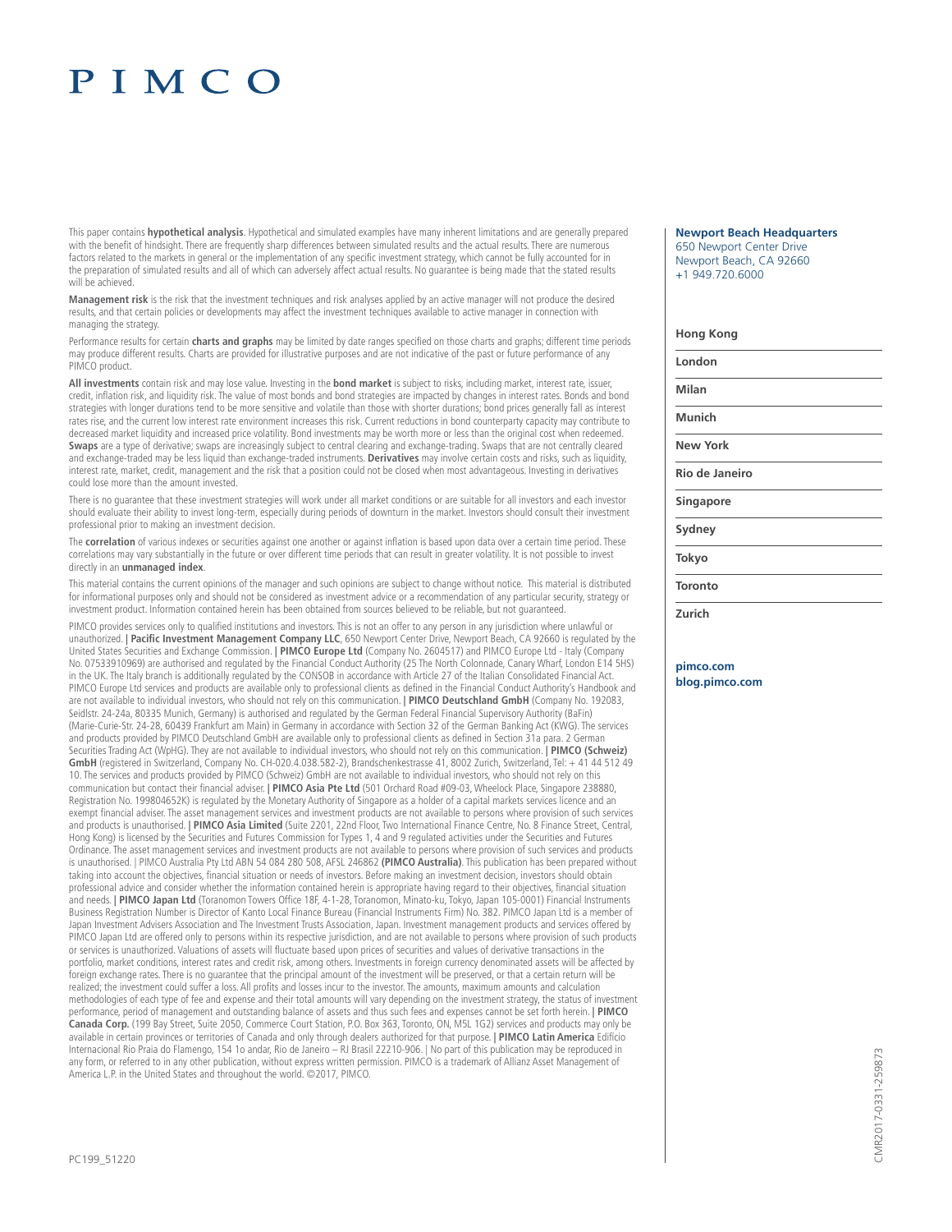# PIMCO

This paper contains **hypothetical analysis**. Hypothetical and simulated examples have many inherent limitations and are generally prepared with the benefit of hindsight. There are frequently sharp differences between simulated results and the actual results. There are numerous factors related to the markets in general or the implementation of any specific investment strategy, which cannot be fully accounted for in the preparation of simulated results and all of which can adversely affect actual results. No guarantee is being made that the stated results will be achieved.

**Management risk** is the risk that the investment techniques and risk analyses applied by an active manager will not produce the desired results, and that certain policies or developments may affect the investment techniques available to active manager in connection with managing the strategy.

Performance results for certain **charts and graphs** may be limited by date ranges specified on those charts and graphs; different time periods may produce different results. Charts are provided for illustrative purposes and are not indicative of the past or future performance of any PIMCO product.

**All investments** contain risk and may lose value. Investing in the **bond market** is subject to risks, including market, interest rate, issuer, credit, inflation risk, and liquidity risk. The value of most bonds and bond strategies are impacted by changes in interest rates. Bonds and bond strategies with longer durations tend to be more sensitive and volatile than those with shorter durations; bond prices generally fall as interest rates rise, and the current low interest rate environment increases this risk. Current reductions in bond counterparty capacity may contribute to decreased market liquidity and increased price volatility. Bond investments may be worth more or less than the original cost when redeemed. **Swaps** are a type of derivative; swaps are increasingly subject to central clearing and exchange-trading. Swaps that are not centrally cleared and exchange-traded may be less liquid than exchange-traded instruments. **Derivatives** may involve certain costs and risks, such as liquidity, interest rate, market, credit, management and the risk that a position could not be closed when most advantageous. Investing in derivatives could lose more than the amount invested.

There is no guarantee that these investment strategies will work under all market conditions or are suitable for all investors and each investor should evaluate their ability to invest long-term, especially during periods of downturn in the market. Investors should consult their investment professional prior to making an investment decision.

The **correlation** of various indexes or securities against one another or against inflation is based upon data over a certain time period. These correlations may vary substantially in the future or over different time periods that can result in greater volatility. It is not possible to invest directly in an **unmanaged index**.

This material contains the current opinions of the manager and such opinions are subject to change without notice. This material is distributed for informational purposes only and should not be considered as investment advice or a recommendation of any particular security, strategy or investment product. Information contained herein has been obtained from sources believed to be reliable, but not guaranteed.

PIMCO provides services only to qualified institutions and investors. This is not an offer to any person in any jurisdiction where unlawful or unauthorized. | **Pacific Investment Management Company LLC**, 650 Newport Center Drive, Newport Beach, CA 92660 is regulated by the United States Securities and Exchange Commission. | **PIMCO Europe Ltd** (Company No. 2604517) and PIMCO Europe Ltd - Italy (Company No. 07533910969) are authorised and regulated by the Financial Conduct Authority (25 The North Colonnade, Canary Wharf, London E14 5HS) in the UK. The Italy branch is additionally regulated by the CONSOB in accordance with Article 27 of the Italian Consolidated Financial Act. PIMCO Europe Ltd services and products are available only to professional clients as defined in the Financial Conduct Authority's Handbook and are not available to individual investors, who should not rely on this communication. | **PIMCO Deutschland GmbH** (Company No. 192083, Seidlstr. 24-24a, 80335 Munich, Germany) is authorised and regulated by the German Federal Financial Supervisory Authority (BaFin) (Marie-Curie-Str. 24-28, 60439 Frankfurt am Main) in Germany in accordance with Section 32 of the German Banking Act (KWG). The services and products provided by PIMCO Deutschland GmbH are available only to professional clients as defined in Section 31a para. 2 German Securities Trading Act (WpHG). They are not available to individual investors, who should not rely on this communication. | **PIMCO (Schweiz) GmbH** (registered in Switzerland, Company No. CH-020.4.038.582-2), Brandschenkestrasse 41, 8002 Zurich, Switzerland, Tel: + 41 44 512 49 10. The services and products provided by PIMCO (Schweiz) GmbH are not available to individual investors, who should not rely on this communication but contact their financial adviser. | **PIMCO Asia Pte Ltd** (501 Orchard Road #09-03, Wheelock Place, Singapore 238880, Registration No. 199804652K) is regulated by the Monetary Authority of Singapore as a holder of a capital markets services licence and an exempt financial adviser. The asset management services and investment products are not available to persons where provision of such services and products is unauthorised. | **PIMCO Asia Limited** (Suite 2201, 22nd Floor, Two International Finance Centre, No. 8 Finance Street, Central, Hong Kong) is licensed by the Securities and Futures Commission for Types 1, 4 and 9 regulated activities under the Securities and Futures Ordinance. The asset management services and investment products are not available to persons where provision of such services and products is unauthorised. | PIMCO Australia Pty Ltd ABN 54 084 280 508, AFSL 246862 **(PIMCO Australia)**. This publication has been prepared without taking into account the objectives, financial situation or needs of investors. Before making an investment decision, investors should obtain professional advice and consider whether the information contained herein is appropriate having regard to their objectives, financial situation and needs. | **PIMCO Japan Ltd** (Toranomon Towers Office 18F, 4-1-28, Toranomon, Minato-ku, Tokyo, Japan 105-0001) Financial Instruments Business Registration Number is Director of Kanto Local Finance Bureau (Financial Instruments Firm) No. 382. PIMCO Japan Ltd is a member of Japan Investment Advisers Association and The Investment Trusts Association, Japan. Investment management products and services offered by PIMCO Japan Ltd are offered only to persons within its respective jurisdiction, and are not available to persons where provision of such products or services is unauthorized. Valuations of assets will fluctuate based upon prices of securities and values of derivative transactions in the portfolio, market conditions, interest rates and credit risk, among others. Investments in foreign currency denominated assets will be affected by foreign exchange rates. There is no guarantee that the principal amount of the investment will be preserved, or that a certain return will be realized; the investment could suffer a loss. All profits and losses incur to the investor. The amounts, maximum amounts and calculation methodologies of each type of fee and expense and their total amounts will vary depending on the investment strategy, the status of investment performance, period of management and outstanding balance of assets and thus such fees and expenses cannot be set forth herein. | **PIMCO Canada Corp.** (199 Bay Street, Suite 2050, Commerce Court Station, P.O. Box 363, Toronto, ON, M5L 1G2) services and products may only be available in certain provinces or territories of Canada and only through dealers authorized for that purpose. | **PIMCO Latin America** Edifício Internacional Rio Praia do Flamengo, 154 1o andar, Rio de Janeiro – RJ Brasil 22210-906. | No part of this publication may be reproduced in any form, or referred to in any other publication, without express written permission. PIMCO is a trademark of Allianz Asset Management of America L.P. in the United States and throughout the world. ©2017, PIMCO.

**Newport Beach Headquarters**
650 Newport Center Drive
Newport Beach, CA 92660
+1 949.720.6000

**Hong Kong**

**London**

**Milan**

**Munich**

**New York**

**Rio de Janeiro**

**Singapore**

**Sydney**

**Tokyo**

**Toronto**

**Zurich**

**pimco.com**
**blog.pimco.com**

CMR2017-0331-259873

PC199_51220